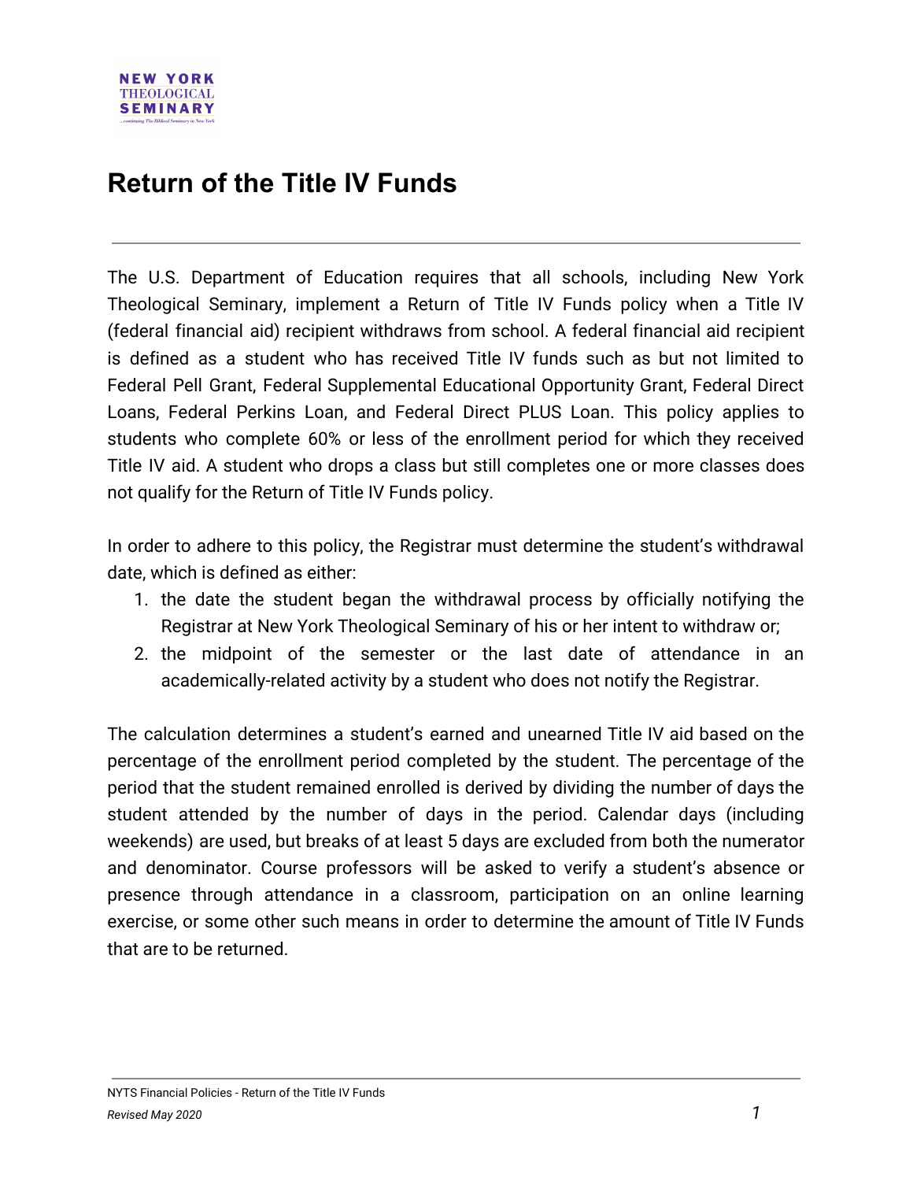# Return of the Title IV Funds

The U.S. Department of Education requires that all schools, including New York Theological Seminary, implement a Return of Title IV Funds policy when a Title IV (federal financial aid) recipient withdraws from school. A federal financial aid recipient is defined as a student who has received Title IV funds such as but not limited to Federal Pell Grant, Federal Supplemental Educational Opportunity Grant, Federal Direct Loans, Federal Perkins Loan, and Federal Direct PLUS Loan. This policy applies to students who complete 60% or less of the enrollment period for which they received Title IV aid. A student who drops a class but still completes one or more classes does not qualify for the Return of Title IV Funds policy.

In order to adhere to this policy, the Registrar must determine the student's withdrawal date, which is defined as either:

1. the date the student began the withdrawal process by officially notifying the Registrar at New York Theological Seminary of his or her intent to withdraw or;
2. the midpoint of the semester or the last date of attendance in an academically-related activity by a student who does not notify the Registrar.

The calculation determines a student's earned and unearned Title IV aid based on the percentage of the enrollment period completed by the student. The percentage of the period that the student remained enrolled is derived by dividing the number of days the student attended by the number of days in the period. Calendar days (including weekends) are used, but breaks of at least 5 days are excluded from both the numerator and denominator. Course professors will be asked to verify a student's absence or presence through attendance in a classroom, participation on an online learning exercise, or some other such means in order to determine the amount of Title IV Funds that are to be returned.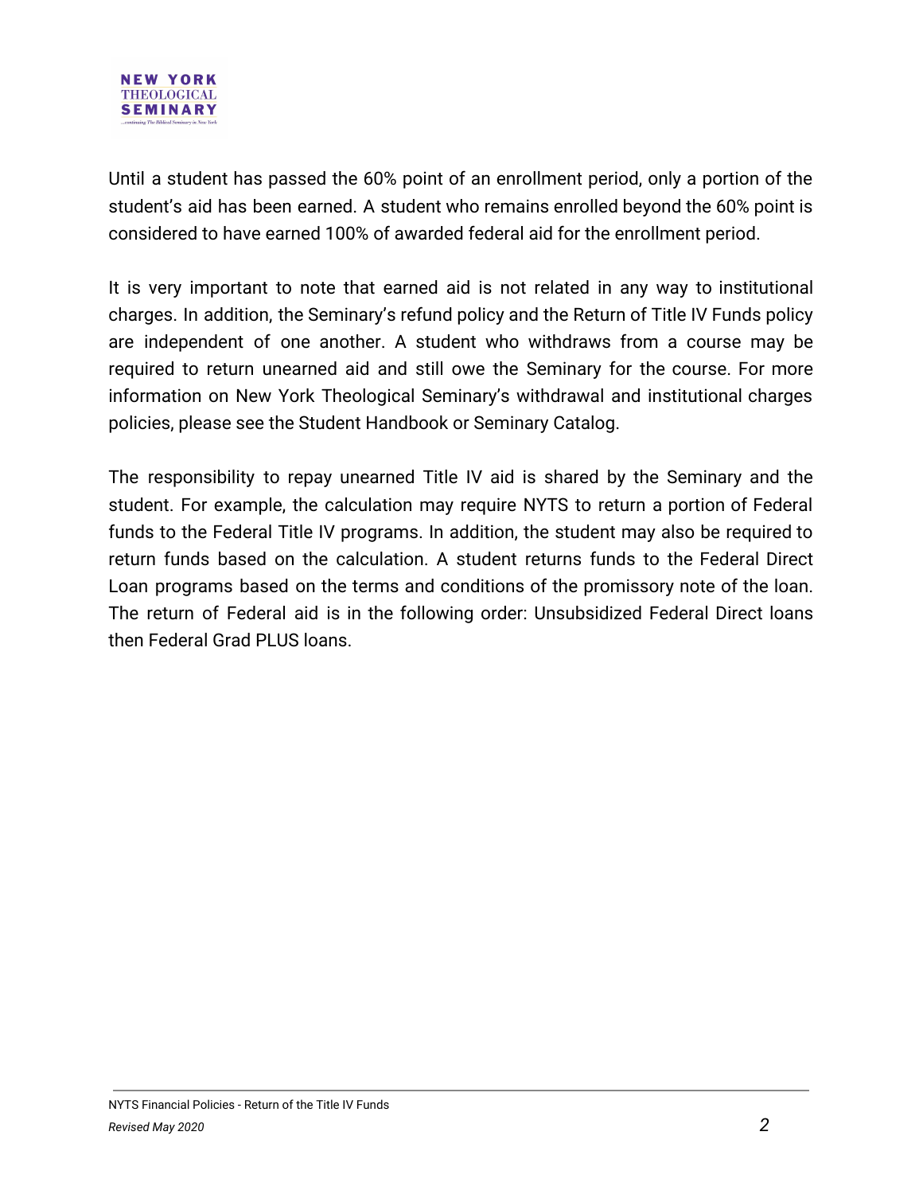Until a student has passed the 60% point of an enrollment period, only a portion of the student's aid has been earned. A student who remains enrolled beyond the 60% point is considered to have earned 100% of awarded federal aid for the enrollment period.

It is very important to note that earned aid is not related in any way to institutional charges. In addition, the Seminary's refund policy and the Return of Title IV Funds policy are independent of one another. A student who withdraws from a course may be required to return unearned aid and still owe the Seminary for the course. For more information on New York Theological Seminary's withdrawal and institutional charges policies, please see the Student Handbook or Seminary Catalog.

The responsibility to repay unearned Title IV aid is shared by the Seminary and the student. For example, the calculation may require NYTS to return a portion of Federal funds to the Federal Title IV programs. In addition, the student may also be required to return funds based on the calculation. A student returns funds to the Federal Direct Loan programs based on the terms and conditions of the promissory note of the loan. The return of Federal aid is in the following order: Unsubsidized Federal Direct loans then Federal Grad PLUS loans.